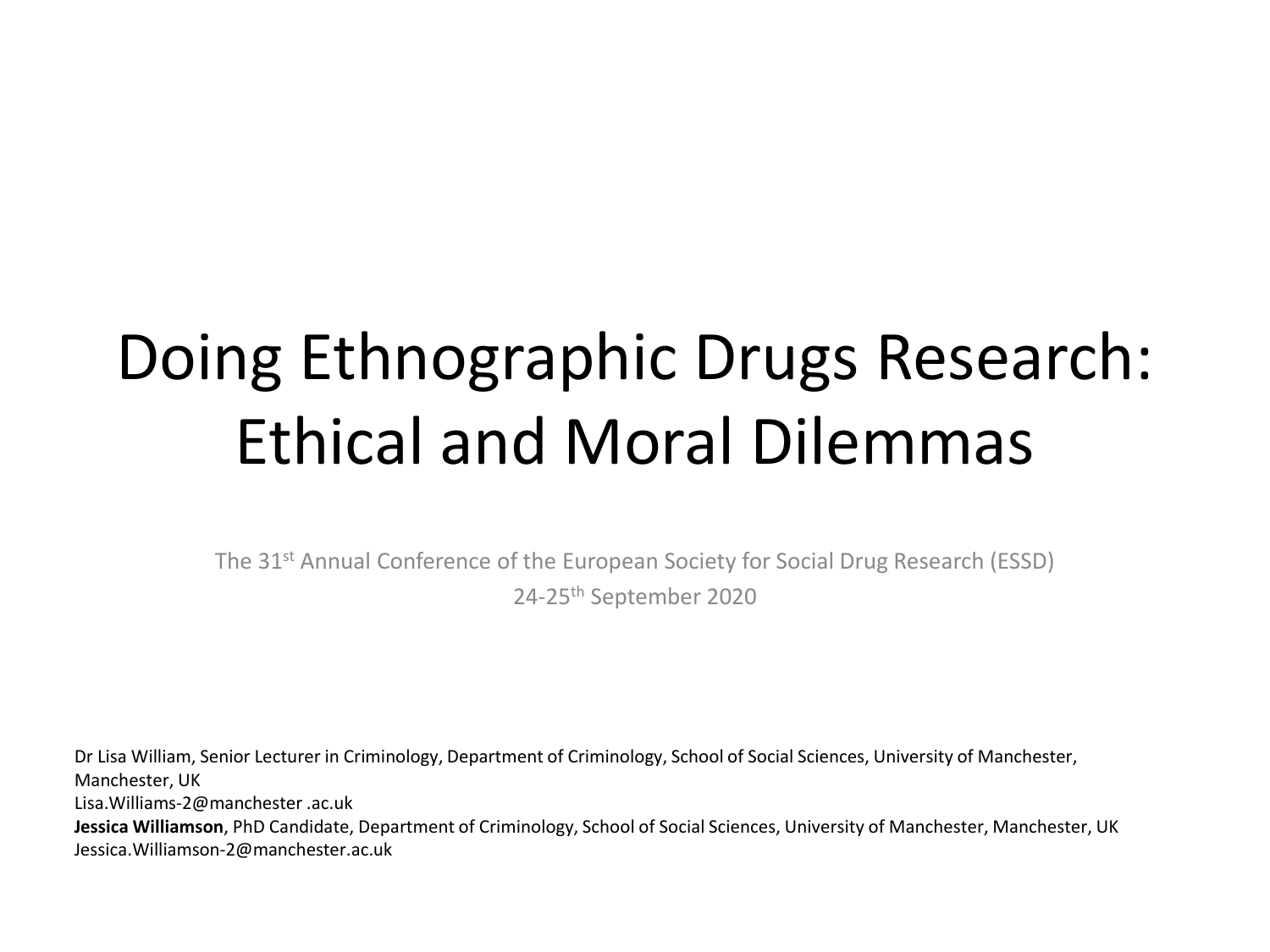# Doing Ethnographic Drugs Research: Ethical and Moral Dilemmas

The 31st Annual Conference of the European Society for Social Drug Research (ESSD)

24-25th September 2020

Dr Lisa William, Senior Lecturer in Criminology, Department of Criminology, School of Social Sciences, University of Manchester, Manchester, UK

Lisa.Williams-2@manchester .ac.uk

**Jessica Williamson**, PhD Candidate, Department of Criminology, School of Social Sciences, University of Manchester, Manchester, UK

Jessica.Williamson-2@manchester.ac.uk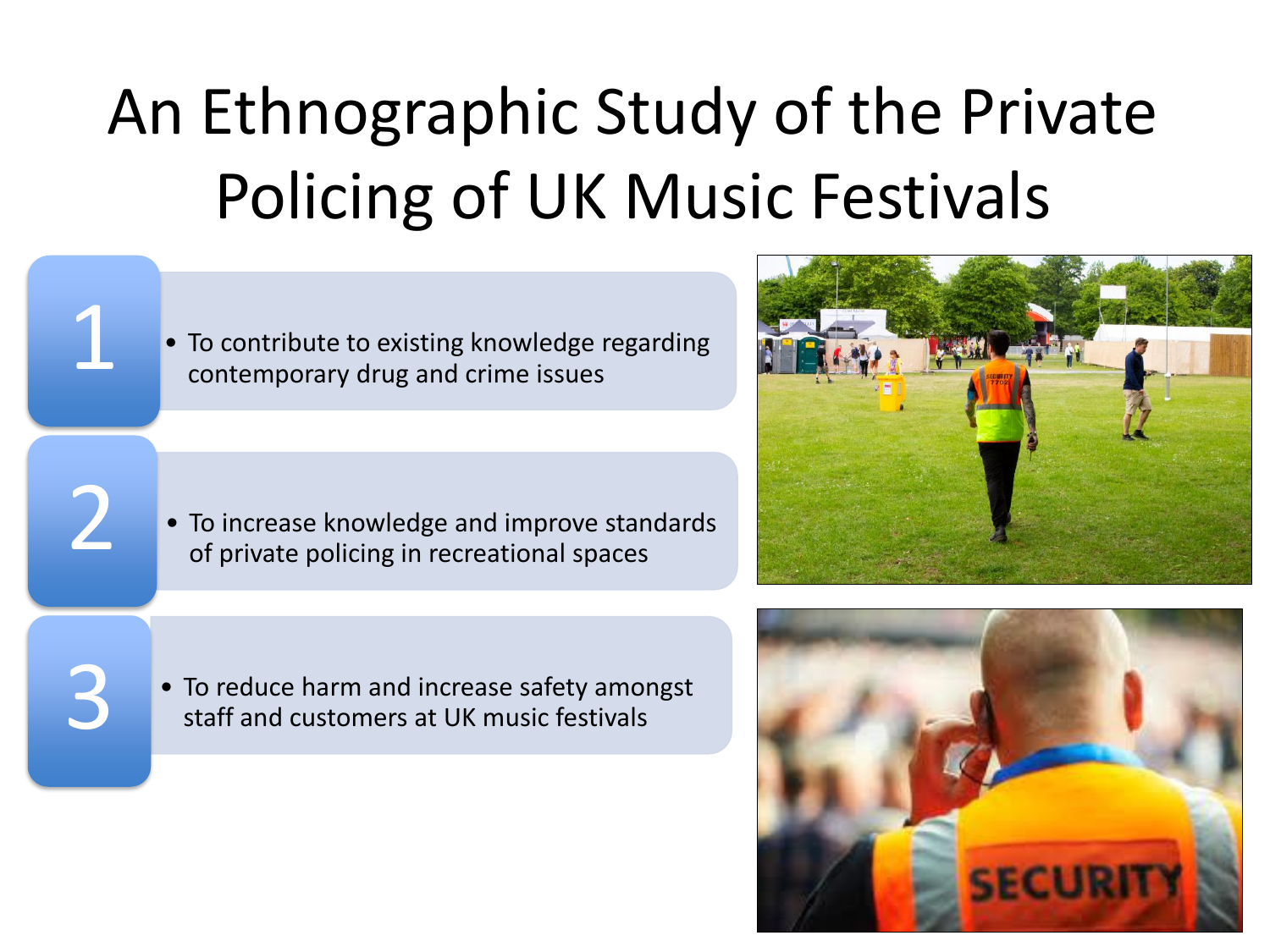# An Ethnographic Study of the Private Policing of UK Music Festivals

1. To contribute to existing knowledge regarding contemporary drug and crime issues
2. To increase knowledge and improve standards of private policing in recreational spaces
3. To reduce harm and increase safety amongst staff and customers at UK music festivals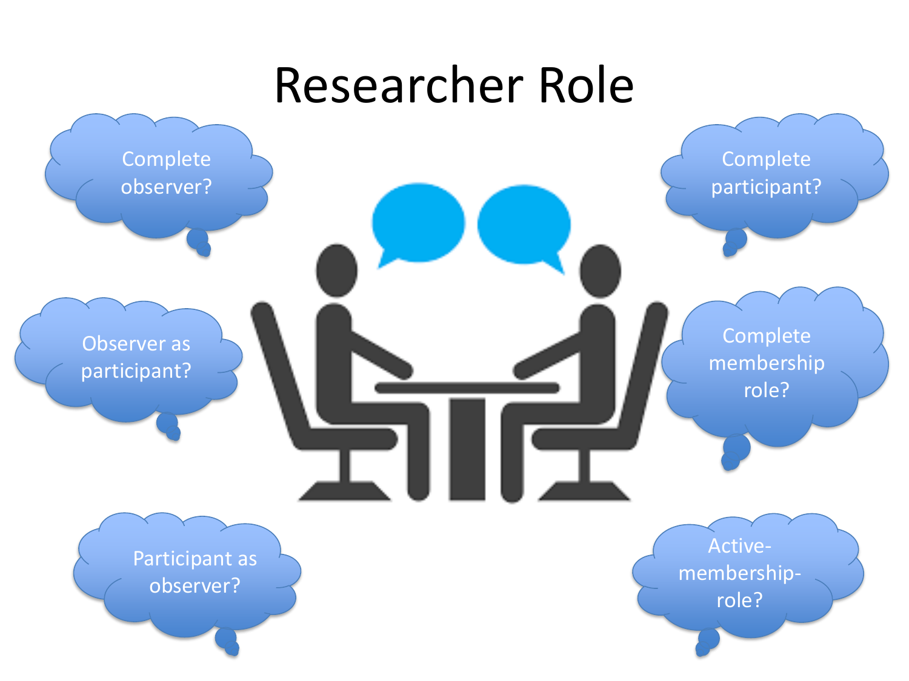# Researcher Role

- Complete observer?
- Observer as participant?
- Participant as observer?
- Complete participant?
- Complete membership role?
- Active-membership-role?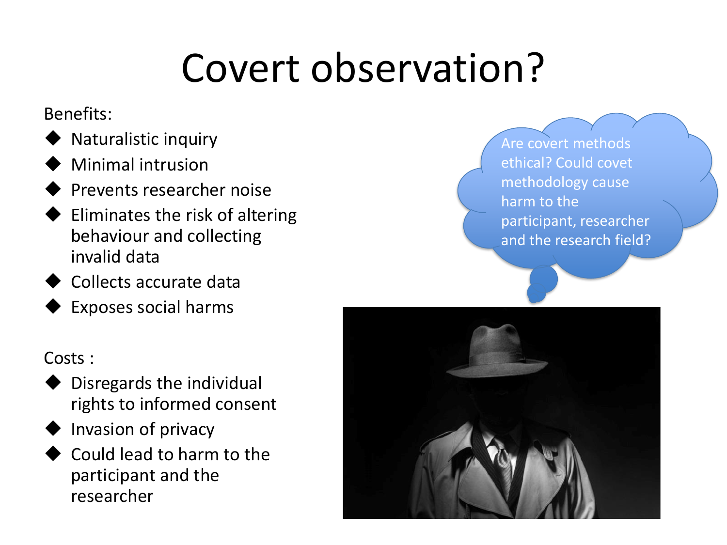# Covert observation?

Benefits:

- Naturalistic inquiry
- Minimal intrusion
- Prevents researcher noise
- Eliminates the risk of altering behaviour and collecting invalid data
- Collects accurate data
- Exposes social harms

Costs :

- Disregards the individual rights to informed consent
- Invasion of privacy
- Could lead to harm to the participant and the researcher

Are covert methods ethical? Could covet methodology cause harm to the participant, researcher and the research field?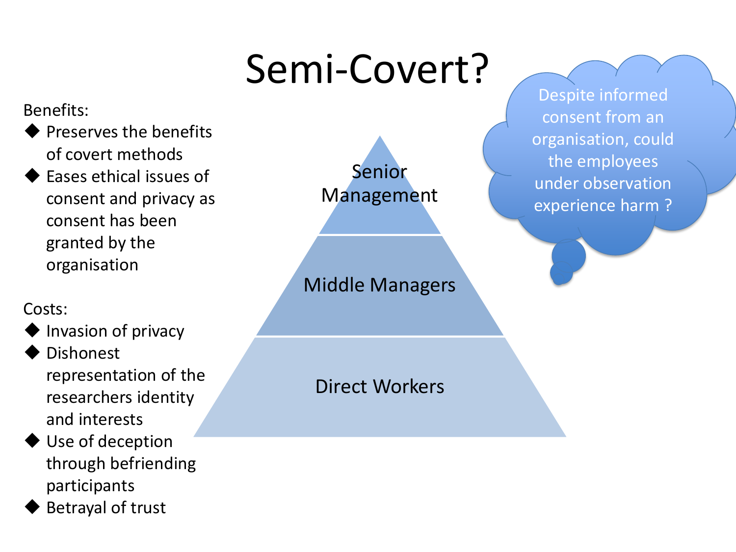# Semi-Covert?

Benefits:

- Preserves the benefits of covert methods
- Eases ethical issues of consent and privacy as consent has been granted by the organisation

Costs:

- Invasion of privacy
- Dishonest representation of the researchers identity and interests
- Use of deception through befriending participants
- Betrayal of trust

Senior Management

Middle Managers

Direct Workers

Despite informed consent from an organisation, could the employees under observation experience harm ?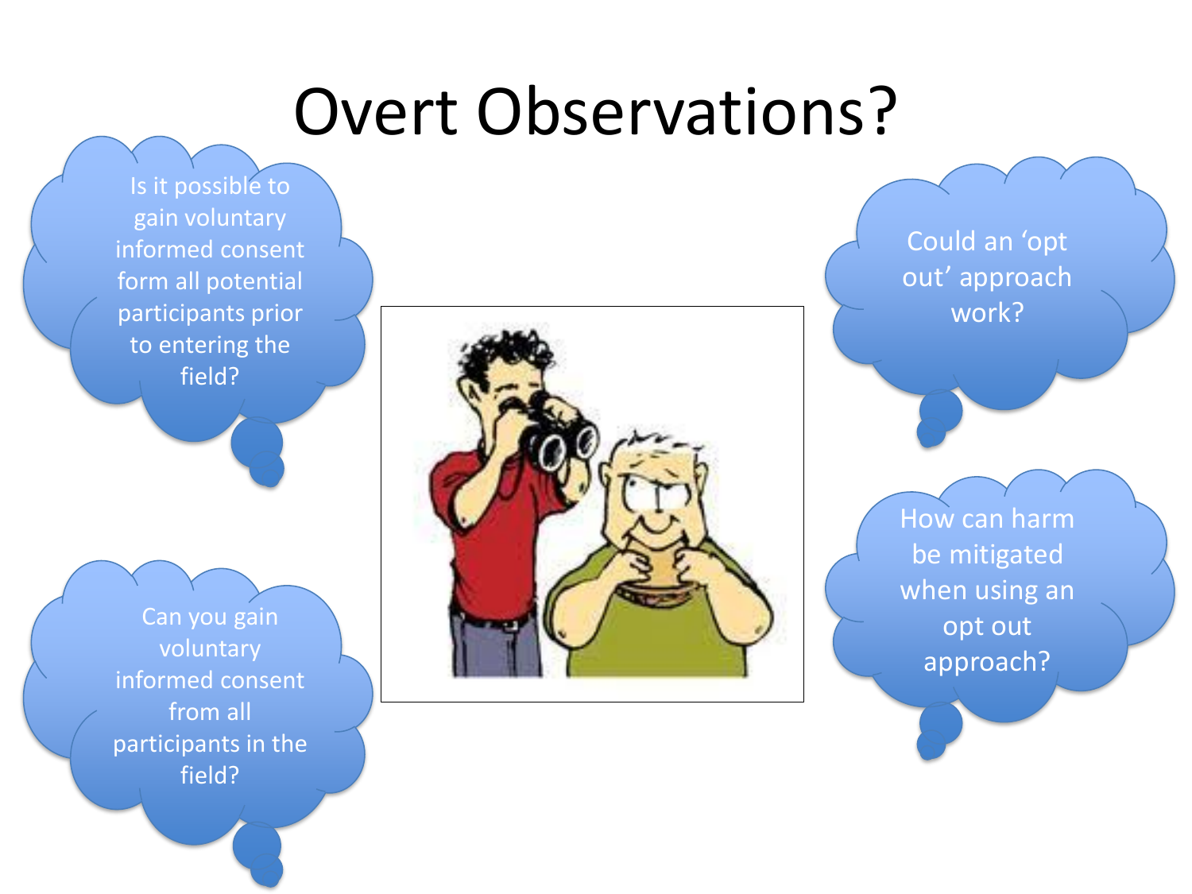# Overt Observations?

Is it possible to gain voluntary informed consent form all potential participants prior to entering the field?

Can you gain voluntary informed consent from all participants in the field?

Could an 'opt out' approach work?

How can harm be mitigated when using an opt out approach?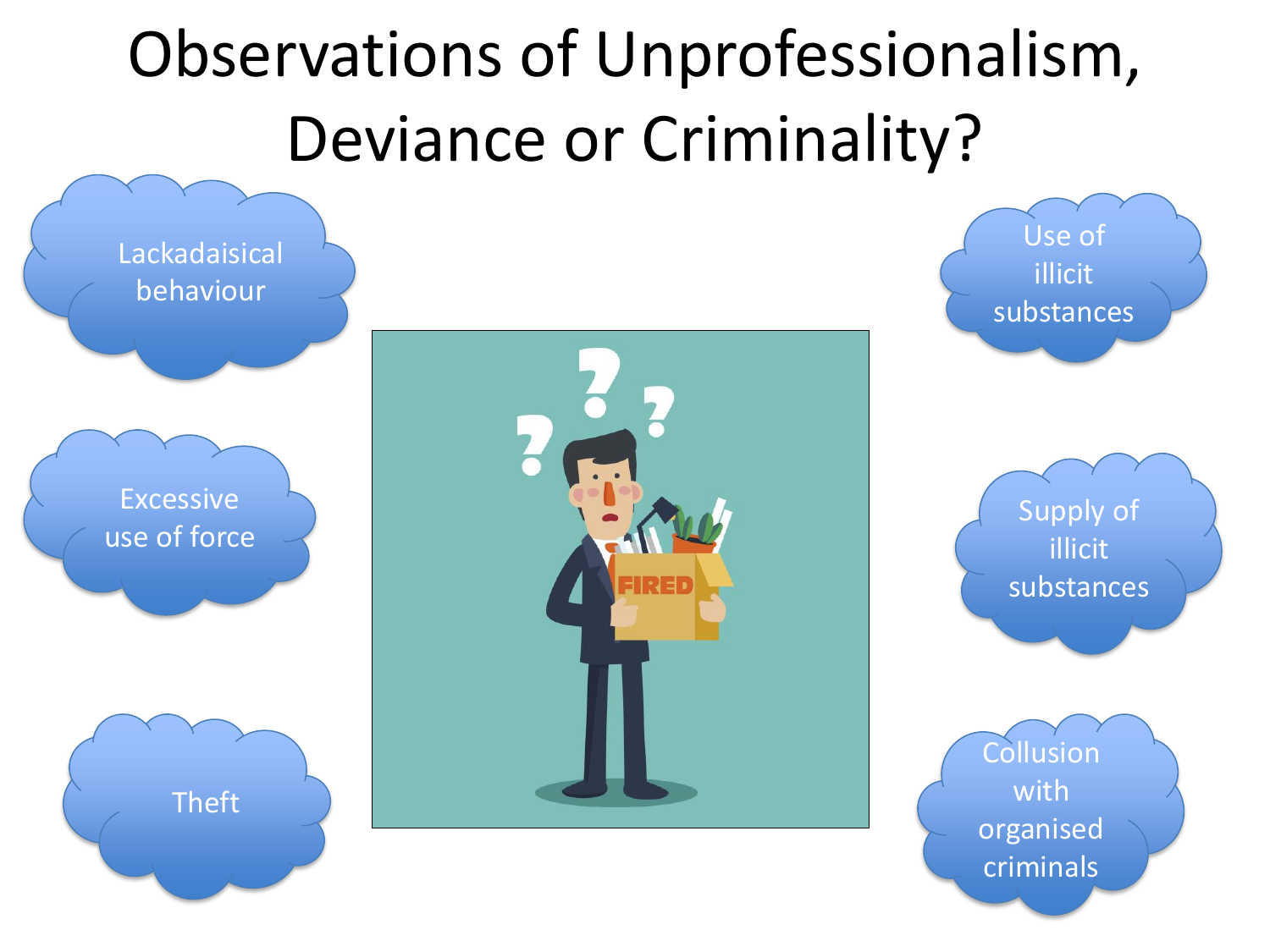# Observations of Unprofessionalism, Deviance or Criminality?

- Lackadaisical behaviour
- Excessive use of force
- Theft
- Use of illicit substances
- Supply of illicit substances
- Collusion with organised criminals